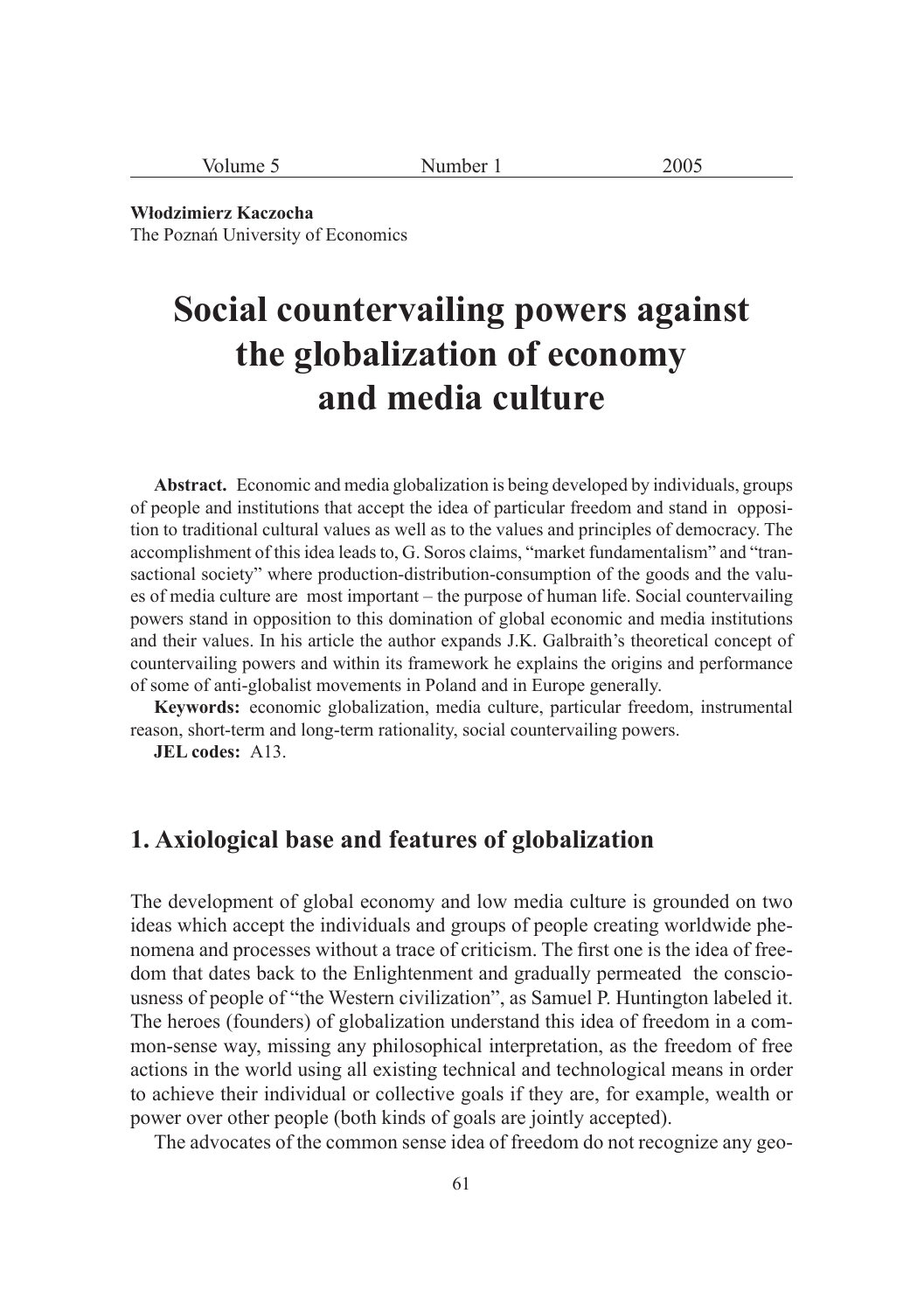**Włodzimierz Kaczocha**
The Poznań University of Economics

# Social countervailing powers against the globalization of economy and media culture

**Abstract.** Economic and media globalization is being developed by individuals, groups of people and institutions that accept the idea of particular freedom and stand in opposition to traditional cultural values as well as to the values and principles of democracy. The accomplishment of this idea leads to, G. Soros claims, "market fundamentalism" and "transactional society" where production-distribution-consumption of the goods and the values of media culture are most important – the purpose of human life. Social countervailing powers stand in opposition to this domination of global economic and media institutions and their values. In his article the author expands J.K. Galbraith's theoretical concept of countervailing powers and within its framework he explains the origins and performance of some of anti-globalist movements in Poland and in Europe generally.

**Keywords:** economic globalization, media culture, particular freedom, instrumental reason, short-term and long-term rationality, social countervailing powers.

**JEL codes:** A13.

## 1. Axiological base and features of globalization

The development of global economy and low media culture is grounded on two ideas which accept the individuals and groups of people creating worldwide phenomena and processes without a trace of criticism. The first one is the idea of freedom that dates back to the Enlightenment and gradually permeated the consciousness of people of "the Western civilization", as Samuel P. Huntington labeled it. The heroes (founders) of globalization understand this idea of freedom in a common-sense way, missing any philosophical interpretation, as the freedom of free actions in the world using all existing technical and technological means in order to achieve their individual or collective goals if they are, for example, wealth or power over other people (both kinds of goals are jointly accepted).

The advocates of the common sense idea of freedom do not recognize any geo-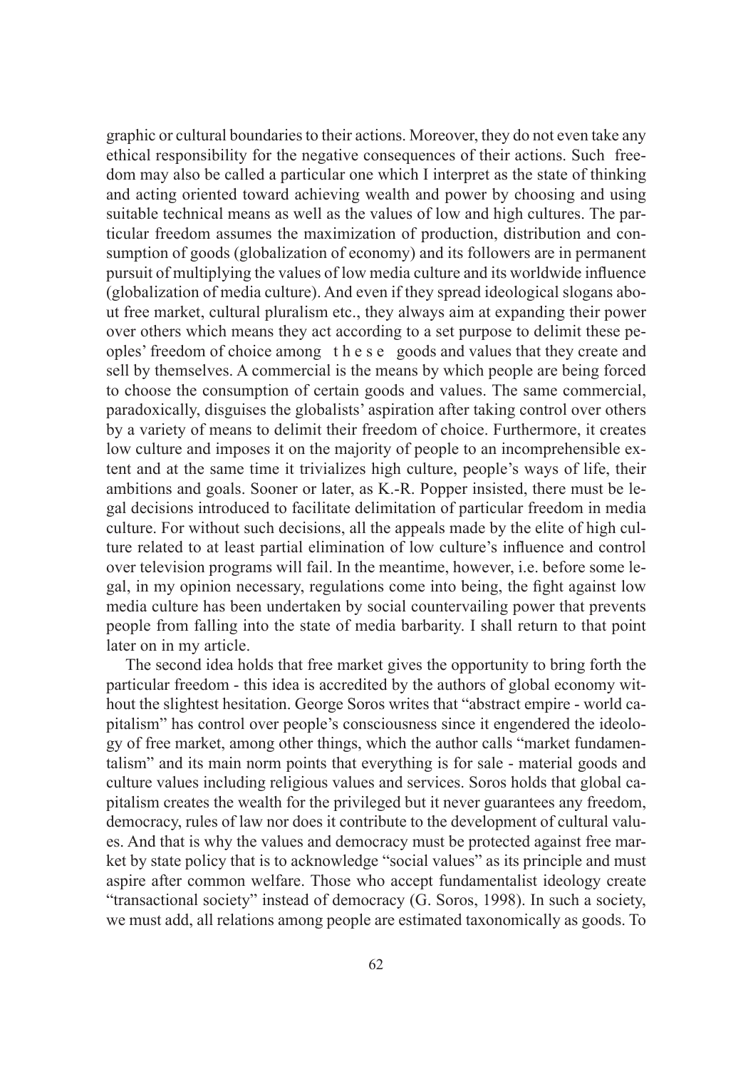graphic or cultural boundaries to their actions. Moreover, they do not even take any ethical responsibility for the negative consequences of their actions. Such freedom may also be called a particular one which I interpret as the state of thinking and acting oriented toward achieving wealth and power by choosing and using suitable technical means as well as the values of low and high cultures. The particular freedom assumes the maximization of production, distribution and consumption of goods (globalization of economy) and its followers are in permanent pursuit of multiplying the values of low media culture and its worldwide influence (globalization of media culture). And even if they spread ideological slogans about free market, cultural pluralism etc., they always aim at expanding their power over others which means they act according to a set purpose to delimit these peoples' freedom of choice among t h e s e goods and values that they create and sell by themselves. A commercial is the means by which people are being forced to choose the consumption of certain goods and values. The same commercial, paradoxically, disguises the globalists' aspiration after taking control over others by a variety of means to delimit their freedom of choice. Furthermore, it creates low culture and imposes it on the majority of people to an incomprehensible extent and at the same time it trivializes high culture, people's ways of life, their ambitions and goals. Sooner or later, as K.-R. Popper insisted, there must be legal decisions introduced to facilitate delimitation of particular freedom in media culture. For without such decisions, all the appeals made by the elite of high culture related to at least partial elimination of low culture's influence and control over television programs will fail. In the meantime, however, i.e. before some legal, in my opinion necessary, regulations come into being, the fight against low media culture has been undertaken by social countervailing power that prevents people from falling into the state of media barbarity. I shall return to that point later on in my article.

The second idea holds that free market gives the opportunity to bring forth the particular freedom - this idea is accredited by the authors of global economy without the slightest hesitation. George Soros writes that "abstract empire - world capitalism" has control over people's consciousness since it engendered the ideology of free market, among other things, which the author calls "market fundamentalism" and its main norm points that everything is for sale - material goods and culture values including religious values and services. Soros holds that global capitalism creates the wealth for the privileged but it never guarantees any freedom, democracy, rules of law nor does it contribute to the development of cultural values. And that is why the values and democracy must be protected against free market by state policy that is to acknowledge "social values" as its principle and must aspire after common welfare. Those who accept fundamentalist ideology create "transactional society" instead of democracy (G. Soros, 1998). In such a society, we must add, all relations among people are estimated taxonomically as goods. To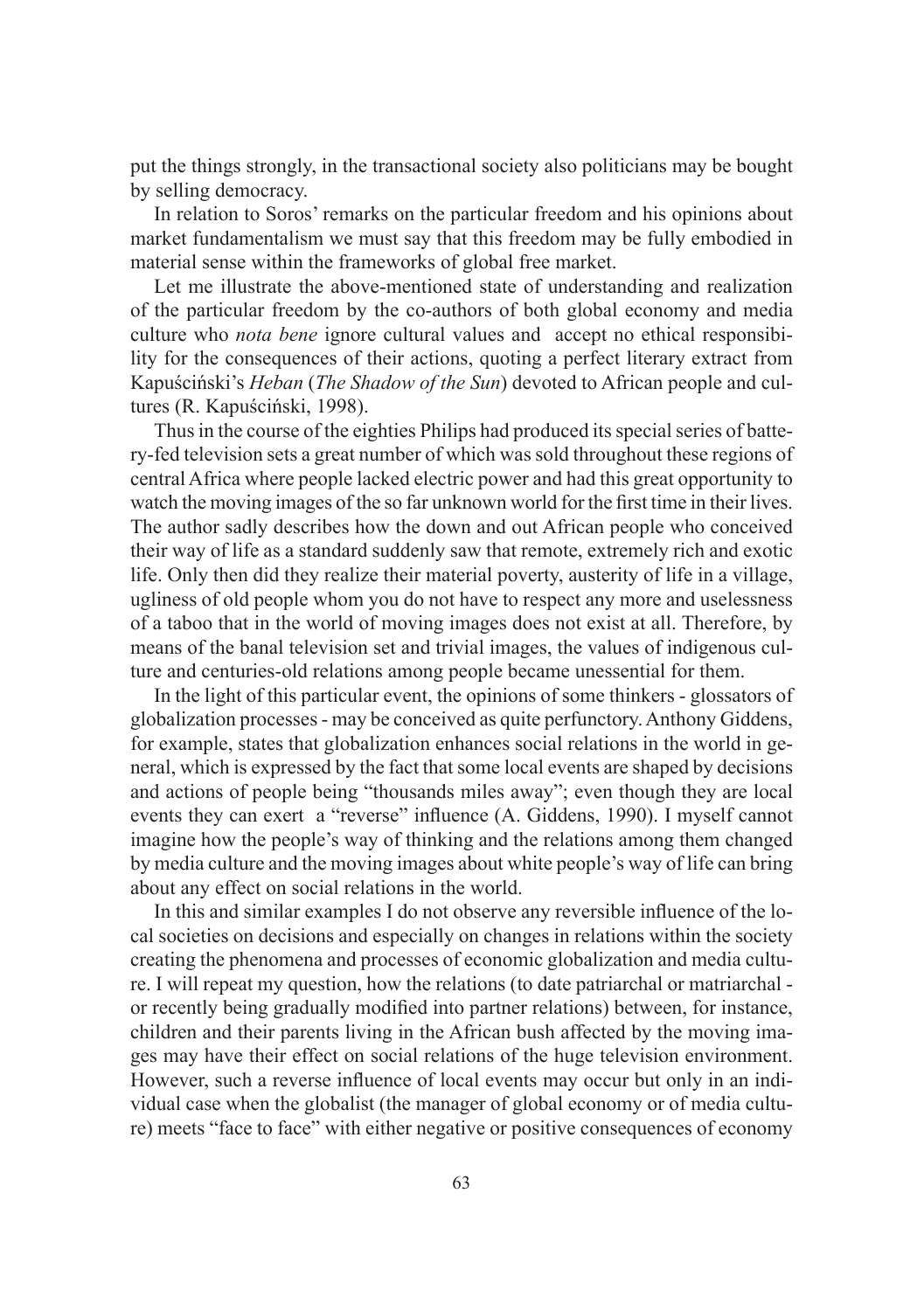put the things strongly, in the transactional society also politicians may be bought by selling democracy.

In relation to Soros' remarks on the particular freedom and his opinions about market fundamentalism we must say that this freedom may be fully embodied in material sense within the frameworks of global free market.

Let me illustrate the above-mentioned state of understanding and realization of the particular freedom by the co-authors of both global economy and media culture who *nota bene* ignore cultural values and accept no ethical responsibility for the consequences of their actions, quoting a perfect literary extract from Kapuściński's *Heban* (*The Shadow of the Sun*) devoted to African people and cultures (R. Kapuściński, 1998).

Thus in the course of the eighties Philips had produced its special series of battery-fed television sets a great number of which was sold throughout these regions of central Africa where people lacked electric power and had this great opportunity to watch the moving images of the so far unknown world for the first time in their lives. The author sadly describes how the down and out African people who conceived their way of life as a standard suddenly saw that remote, extremely rich and exotic life. Only then did they realize their material poverty, austerity of life in a village, ugliness of old people whom you do not have to respect any more and uselessness of a taboo that in the world of moving images does not exist at all. Therefore, by means of the banal television set and trivial images, the values of indigenous culture and centuries-old relations among people became unessential for them.

In the light of this particular event, the opinions of some thinkers - glossators of globalization processes - may be conceived as quite perfunctory. Anthony Giddens, for example, states that globalization enhances social relations in the world in general, which is expressed by the fact that some local events are shaped by decisions and actions of people being "thousands miles away"; even though they are local events they can exert a "reverse" influence (A. Giddens, 1990). I myself cannot imagine how the people's way of thinking and the relations among them changed by media culture and the moving images about white people's way of life can bring about any effect on social relations in the world.

In this and similar examples I do not observe any reversible influence of the local societies on decisions and especially on changes in relations within the society creating the phenomena and processes of economic globalization and media culture. I will repeat my question, how the relations (to date patriarchal or matriarchal - or recently being gradually modified into partner relations) between, for instance, children and their parents living in the African bush affected by the moving images may have their effect on social relations of the huge television environment. However, such a reverse influence of local events may occur but only in an individual case when the globalist (the manager of global economy or of media culture) meets "face to face" with either negative or positive consequences of economy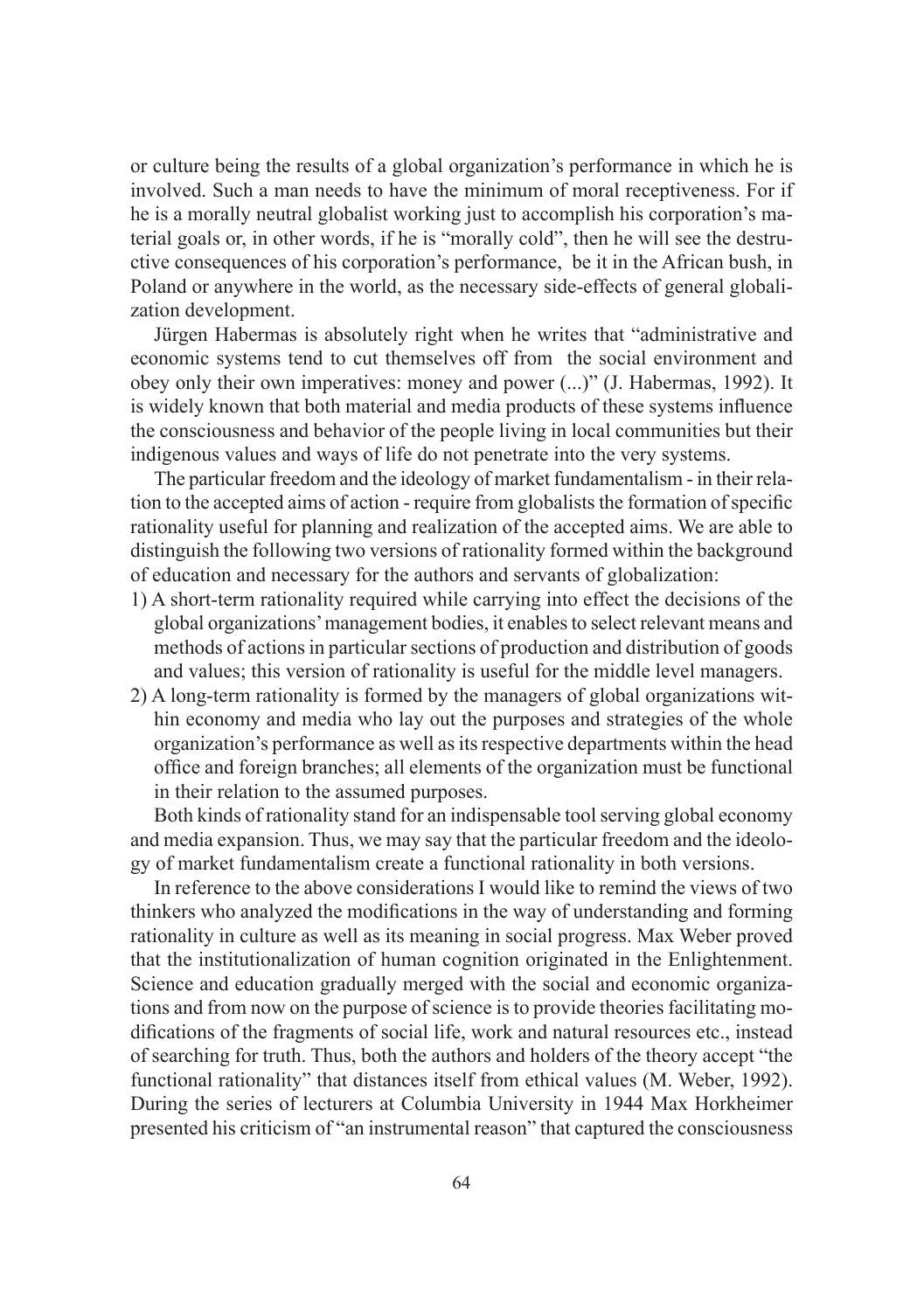or culture being the results of a global organization's performance in which he is involved. Such a man needs to have the minimum of moral receptiveness. For if he is a morally neutral globalist working just to accomplish his corporation's material goals or, in other words, if he is "morally cold", then he will see the destructive consequences of his corporation's performance, be it in the African bush, in Poland or anywhere in the world, as the necessary side-effects of general globalization development.

Jürgen Habermas is absolutely right when he writes that "administrative and economic systems tend to cut themselves off from the social environment and obey only their own imperatives: money and power (...)" (J. Habermas, 1992). It is widely known that both material and media products of these systems influence the consciousness and behavior of the people living in local communities but their indigenous values and ways of life do not penetrate into the very systems.

The particular freedom and the ideology of market fundamentalism - in their relation to the accepted aims of action - require from globalists the formation of specific rationality useful for planning and realization of the accepted aims. We are able to distinguish the following two versions of rationality formed within the background of education and necessary for the authors and servants of globalization:

1) A short-term rationality required while carrying into effect the decisions of the global organizations' management bodies, it enables to select relevant means and methods of actions in particular sections of production and distribution of goods and values; this version of rationality is useful for the middle level managers.
2) A long-term rationality is formed by the managers of global organizations within economy and media who lay out the purposes and strategies of the whole organization's performance as well as its respective departments within the head office and foreign branches; all elements of the organization must be functional in their relation to the assumed purposes.

Both kinds of rationality stand for an indispensable tool serving global economy and media expansion. Thus, we may say that the particular freedom and the ideology of market fundamentalism create a functional rationality in both versions.

In reference to the above considerations I would like to remind the views of two thinkers who analyzed the modifications in the way of understanding and forming rationality in culture as well as its meaning in social progress. Max Weber proved that the institutionalization of human cognition originated in the Enlightenment. Science and education gradually merged with the social and economic organizations and from now on the purpose of science is to provide theories facilitating modifications of the fragments of social life, work and natural resources etc., instead of searching for truth. Thus, both the authors and holders of the theory accept "the functional rationality" that distances itself from ethical values (M. Weber, 1992). During the series of lecturers at Columbia University in 1944 Max Horkheimer presented his criticism of "an instrumental reason" that captured the consciousness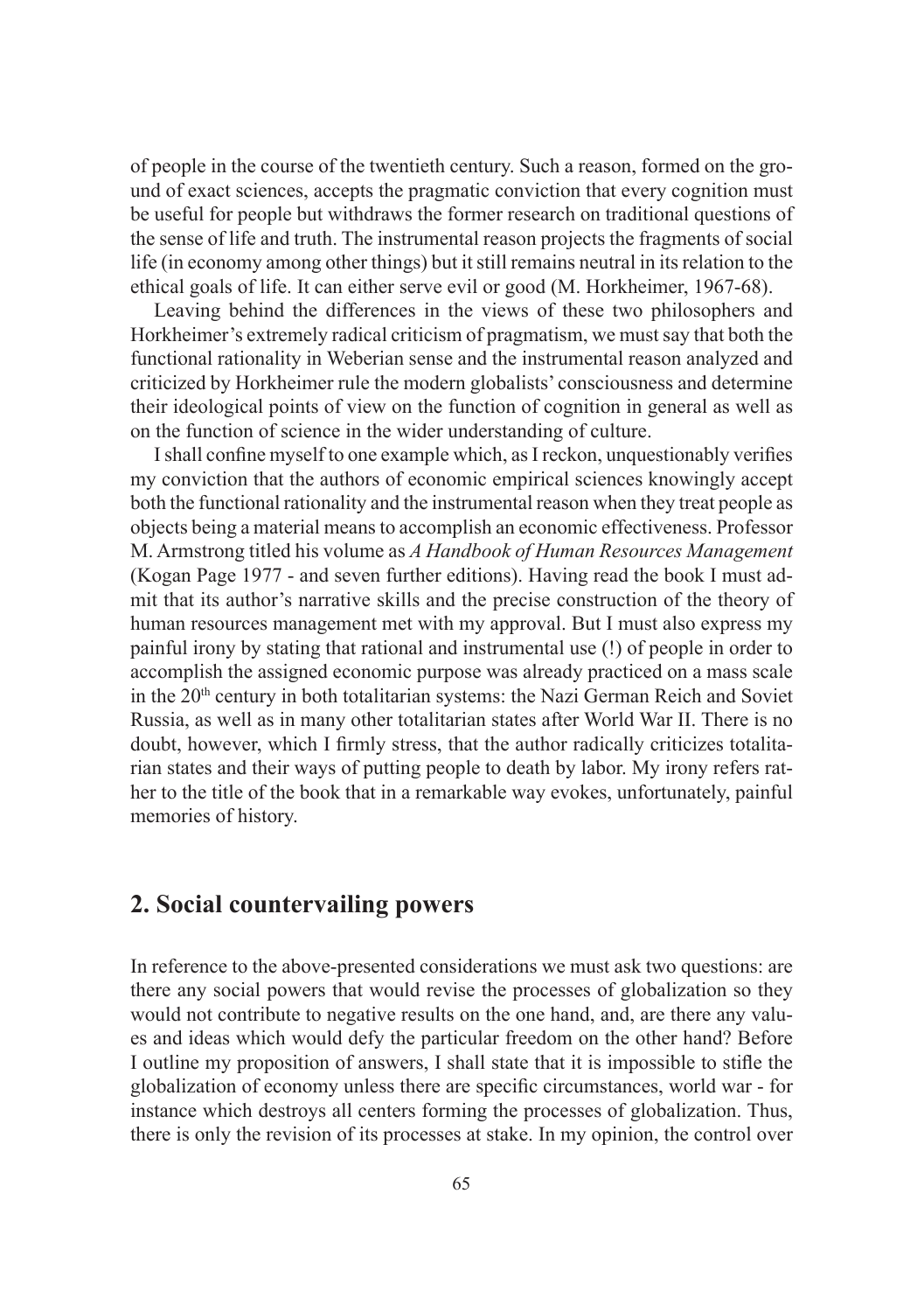of people in the course of the twentieth century. Such a reason, formed on the ground of exact sciences, accepts the pragmatic conviction that every cognition must be useful for people but withdraws the former research on traditional questions of the sense of life and truth. The instrumental reason projects the fragments of social life (in economy among other things) but it still remains neutral in its relation to the ethical goals of life. It can either serve evil or good (M. Horkheimer, 1967-68).

Leaving behind the differences in the views of these two philosophers and Horkheimer's extremely radical criticism of pragmatism, we must say that both the functional rationality in Weberian sense and the instrumental reason analyzed and criticized by Horkheimer rule the modern globalists' consciousness and determine their ideological points of view on the function of cognition in general as well as on the function of science in the wider understanding of culture.

I shall confine myself to one example which, as I reckon, unquestionably verifies my conviction that the authors of economic empirical sciences knowingly accept both the functional rationality and the instrumental reason when they treat people as objects being a material means to accomplish an economic effectiveness. Professor M. Armstrong titled his volume as *A Handbook of Human Resources Management* (Kogan Page 1977 - and seven further editions). Having read the book I must admit that its author's narrative skills and the precise construction of the theory of human resources management met with my approval. But I must also express my painful irony by stating that rational and instrumental use (!) of people in order to accomplish the assigned economic purpose was already practiced on a mass scale in the 20th century in both totalitarian systems: the Nazi German Reich and Soviet Russia, as well as in many other totalitarian states after World War II. There is no doubt, however, which I firmly stress, that the author radically criticizes totalitarian states and their ways of putting people to death by labor. My irony refers rather to the title of the book that in a remarkable way evokes, unfortunately, painful memories of history.

## 2. Social countervailing powers

In reference to the above-presented considerations we must ask two questions: are there any social powers that would revise the processes of globalization so they would not contribute to negative results on the one hand, and, are there any values and ideas which would defy the particular freedom on the other hand? Before I outline my proposition of answers, I shall state that it is impossible to stifle the globalization of economy unless there are specific circumstances, world war - for instance which destroys all centers forming the processes of globalization. Thus, there is only the revision of its processes at stake. In my opinion, the control over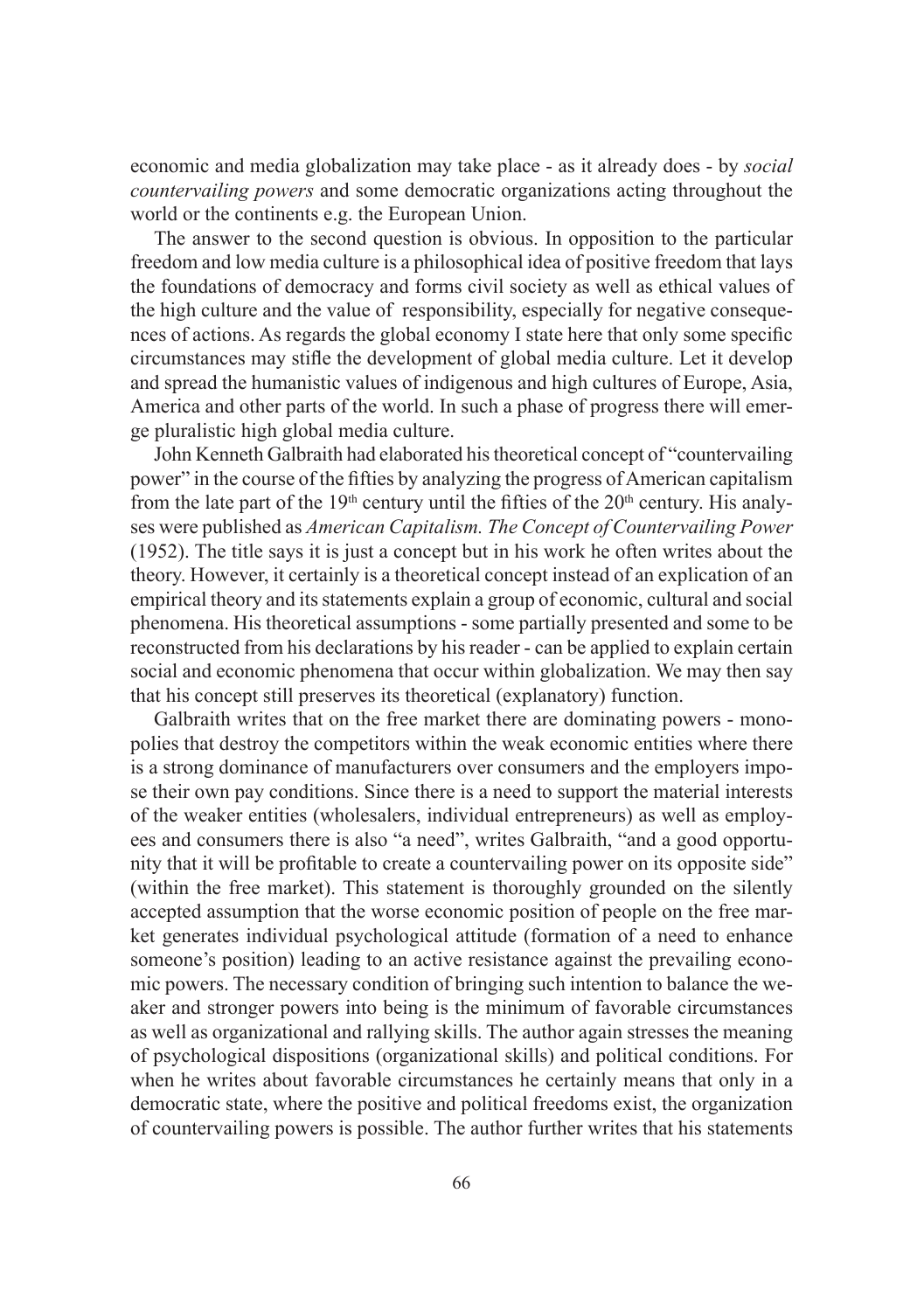economic and media globalization may take place - as it already does - by *social countervailing powers* and some democratic organizations acting throughout the world or the continents e.g. the European Union.

The answer to the second question is obvious. In opposition to the particular freedom and low media culture is a philosophical idea of positive freedom that lays the foundations of democracy and forms civil society as well as ethical values of the high culture and the value of responsibility, especially for negative consequences of actions. As regards the global economy I state here that only some specific circumstances may stifle the development of global media culture. Let it develop and spread the humanistic values of indigenous and high cultures of Europe, Asia, America and other parts of the world. In such a phase of progress there will emerge pluralistic high global media culture.

John Kenneth Galbraith had elaborated his theoretical concept of "countervailing power" in the course of the fifties by analyzing the progress of American capitalism from the late part of the 19th century until the fifties of the 20th century. His analyses were published as *American Capitalism. The Concept of Countervailing Power* (1952). The title says it is just a concept but in his work he often writes about the theory. However, it certainly is a theoretical concept instead of an explication of an empirical theory and its statements explain a group of economic, cultural and social phenomena. His theoretical assumptions - some partially presented and some to be reconstructed from his declarations by his reader - can be applied to explain certain social and economic phenomena that occur within globalization. We may then say that his concept still preserves its theoretical (explanatory) function.

Galbraith writes that on the free market there are dominating powers - monopolies that destroy the competitors within the weak economic entities where there is a strong dominance of manufacturers over consumers and the employers impose their own pay conditions. Since there is a need to support the material interests of the weaker entities (wholesalers, individual entrepreneurs) as well as employees and consumers there is also "a need", writes Galbraith, "and a good opportunity that it will be profitable to create a countervailing power on its opposite side" (within the free market). This statement is thoroughly grounded on the silently accepted assumption that the worse economic position of people on the free market generates individual psychological attitude (formation of a need to enhance someone's position) leading to an active resistance against the prevailing economic powers. The necessary condition of bringing such intention to balance the weaker and stronger powers into being is the minimum of favorable circumstances as well as organizational and rallying skills. The author again stresses the meaning of psychological dispositions (organizational skills) and political conditions. For when he writes about favorable circumstances he certainly means that only in a democratic state, where the positive and political freedoms exist, the organization of countervailing powers is possible. The author further writes that his statements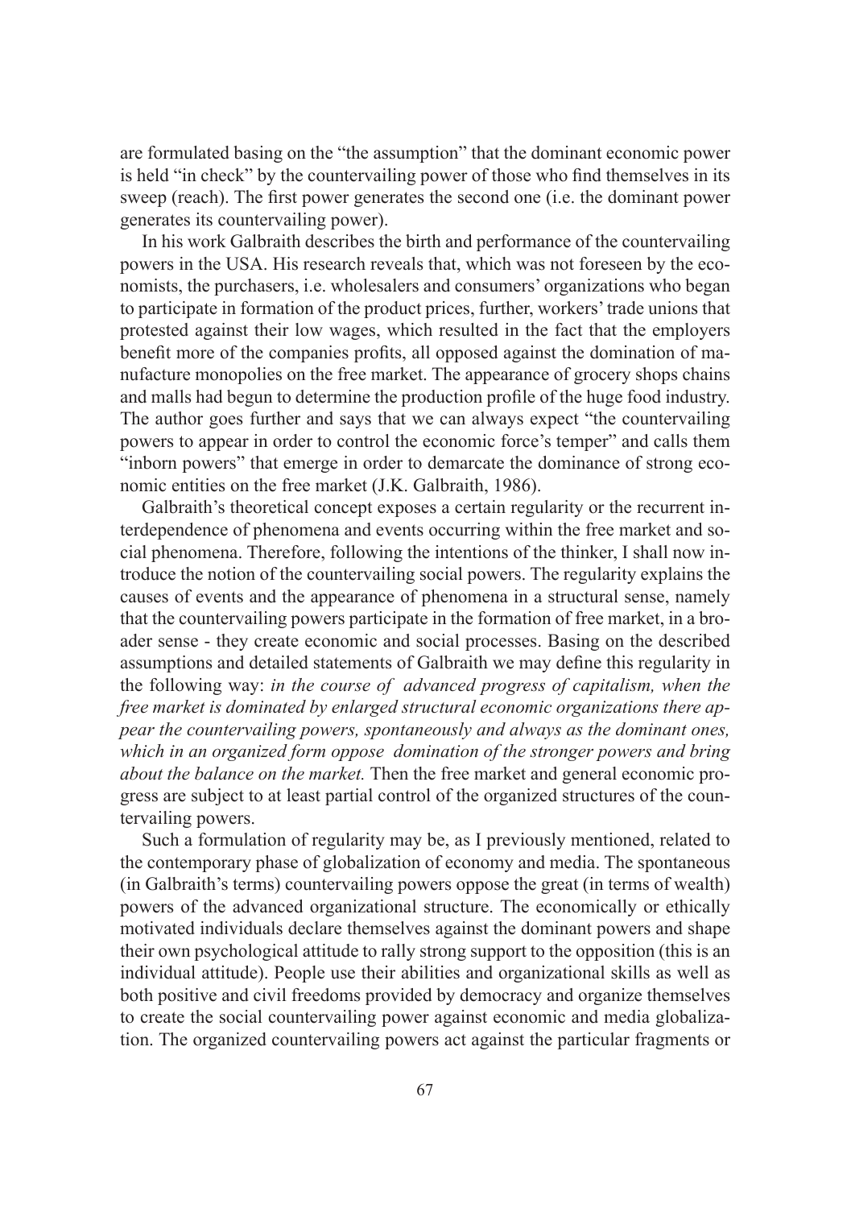are formulated basing on the "the assumption" that the dominant economic power is held "in check" by the countervailing power of those who find themselves in its sweep (reach). The first power generates the second one (i.e. the dominant power generates its countervailing power).

In his work Galbraith describes the birth and performance of the countervailing powers in the USA. His research reveals that, which was not foreseen by the economists, the purchasers, i.e. wholesalers and consumers' organizations who began to participate in formation of the product prices, further, workers' trade unions that protested against their low wages, which resulted in the fact that the employers benefit more of the companies profits, all opposed against the domination of manufacture monopolies on the free market. The appearance of grocery shops chains and malls had begun to determine the production profile of the huge food industry. The author goes further and says that we can always expect "the countervailing powers to appear in order to control the economic force's temper" and calls them "inborn powers" that emerge in order to demarcate the dominance of strong economic entities on the free market (J.K. Galbraith, 1986).

Galbraith's theoretical concept exposes a certain regularity or the recurrent interdependence of phenomena and events occurring within the free market and social phenomena. Therefore, following the intentions of the thinker, I shall now introduce the notion of the countervailing social powers. The regularity explains the causes of events and the appearance of phenomena in a structural sense, namely that the countervailing powers participate in the formation of free market, in a broader sense - they create economic and social processes. Basing on the described assumptions and detailed statements of Galbraith we may define this regularity in the following way: *in the course of advanced progress of capitalism, when the free market is dominated by enlarged structural economic organizations there appear the countervailing powers, spontaneously and always as the dominant ones, which in an organized form oppose domination of the stronger powers and bring about the balance on the market.* Then the free market and general economic progress are subject to at least partial control of the organized structures of the countervailing powers.

Such a formulation of regularity may be, as I previously mentioned, related to the contemporary phase of globalization of economy and media. The spontaneous (in Galbraith's terms) countervailing powers oppose the great (in terms of wealth) powers of the advanced organizational structure. The economically or ethically motivated individuals declare themselves against the dominant powers and shape their own psychological attitude to rally strong support to the opposition (this is an individual attitude). People use their abilities and organizational skills as well as both positive and civil freedoms provided by democracy and organize themselves to create the social countervailing power against economic and media globalization. The organized countervailing powers act against the particular fragments or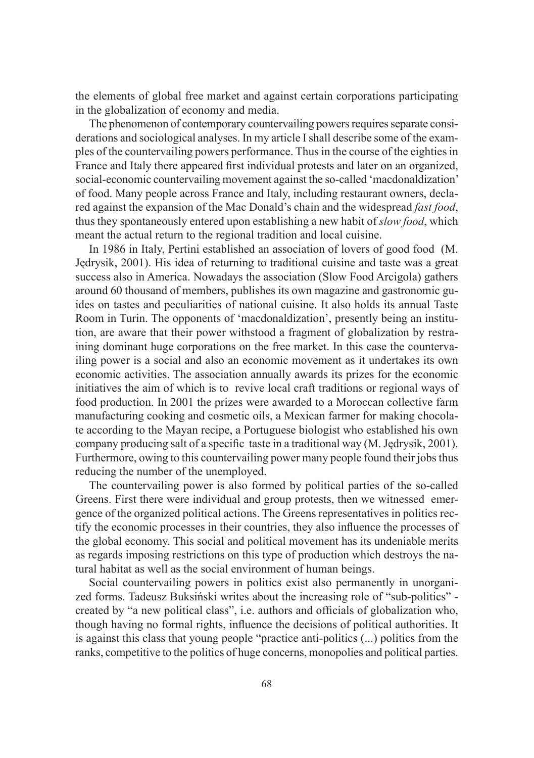the elements of global free market and against certain corporations participating in the globalization of economy and media.

The phenomenon of contemporary countervailing powers requires separate considerations and sociological analyses. In my article I shall describe some of the examples of the countervailing powers performance. Thus in the course of the eighties in France and Italy there appeared first individual protests and later on an organized, social-economic countervailing movement against the so-called 'macdonaldization' of food. Many people across France and Italy, including restaurant owners, declared against the expansion of the Mac Donald's chain and the widespread *fast food*, thus they spontaneously entered upon establishing a new habit of *slow food*, which meant the actual return to the regional tradition and local cuisine.

In 1986 in Italy, Pertini established an association of lovers of good food (M. Jędrysik, 2001). His idea of returning to traditional cuisine and taste was a great success also in America. Nowadays the association (Slow Food Arcigola) gathers around 60 thousand of members, publishes its own magazine and gastronomic guides on tastes and peculiarities of national cuisine. It also holds its annual Taste Room in Turin. The opponents of 'macdonaldization', presently being an institution, are aware that their power withstood a fragment of globalization by restraining dominant huge corporations on the free market. In this case the countervailing power is a social and also an economic movement as it undertakes its own economic activities. The association annually awards its prizes for the economic initiatives the aim of which is to revive local craft traditions or regional ways of food production. In 2001 the prizes were awarded to a Moroccan collective farm manufacturing cooking and cosmetic oils, a Mexican farmer for making chocolate according to the Mayan recipe, a Portuguese biologist who established his own company producing salt of a specific taste in a traditional way (M. Jędrysik, 2001). Furthermore, owing to this countervailing power many people found their jobs thus reducing the number of the unemployed.

The countervailing power is also formed by political parties of the so-called Greens. First there were individual and group protests, then we witnessed emergence of the organized political actions. The Greens representatives in politics rectify the economic processes in their countries, they also influence the processes of the global economy. This social and political movement has its undeniable merits as regards imposing restrictions on this type of production which destroys the natural habitat as well as the social environment of human beings.

Social countervailing powers in politics exist also permanently in unorganized forms. Tadeusz Buksiński writes about the increasing role of "sub-politics" - created by "a new political class", i.e. authors and officials of globalization who, though having no formal rights, influence the decisions of political authorities. It is against this class that young people "practice anti-politics (...) politics from the ranks, competitive to the politics of huge concerns, monopolies and political parties.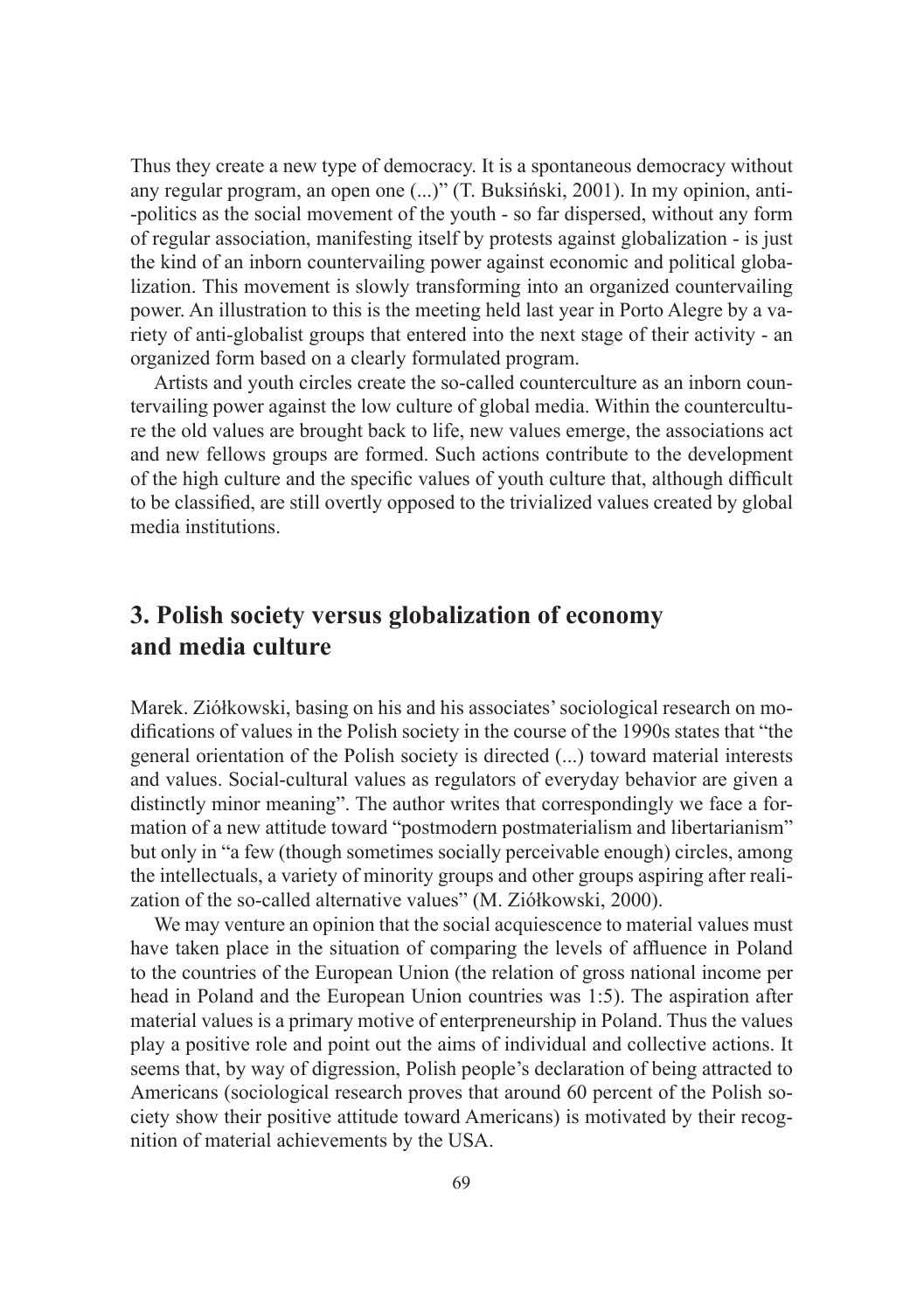Thus they create a new type of democracy. It is a spontaneous democracy without any regular program, an open one (...)" (T. Buksiński, 2001). In my opinion, anti-politics as the social movement of the youth - so far dispersed, without any form of regular association, manifesting itself by protests against globalization - is just the kind of an inborn countervailing power against economic and political globalization. This movement is slowly transforming into an organized countervailing power. An illustration to this is the meeting held last year in Porto Alegre by a variety of anti-globalist groups that entered into the next stage of their activity - an organized form based on a clearly formulated program.

Artists and youth circles create the so-called counterculture as an inborn countervailing power against the low culture of global media. Within the counterculture the old values are brought back to life, new values emerge, the associations act and new fellows groups are formed. Such actions contribute to the development of the high culture and the specific values of youth culture that, although difficult to be classified, are still overtly opposed to the trivialized values created by global media institutions.

## 3. Polish society versus globalization of economy and media culture

Marek. Ziółkowski, basing on his and his associates' sociological research on modifications of values in the Polish society in the course of the 1990s states that "the general orientation of the Polish society is directed (...) toward material interests and values. Social-cultural values as regulators of everyday behavior are given a distinctly minor meaning". The author writes that correspondingly we face a formation of a new attitude toward "postmodern postmaterialism and libertarianism" but only in "a few (though sometimes socially perceivable enough) circles, among the intellectuals, a variety of minority groups and other groups aspiring after realization of the so-called alternative values" (M. Ziółkowski, 2000).

We may venture an opinion that the social acquiescence to material values must have taken place in the situation of comparing the levels of affluence in Poland to the countries of the European Union (the relation of gross national income per head in Poland and the European Union countries was 1:5). The aspiration after material values is a primary motive of enterpreneurship in Poland. Thus the values play a positive role and point out the aims of individual and collective actions. It seems that, by way of digression, Polish people's declaration of being attracted to Americans (sociological research proves that around 60 percent of the Polish society show their positive attitude toward Americans) is motivated by their recognition of material achievements by the USA.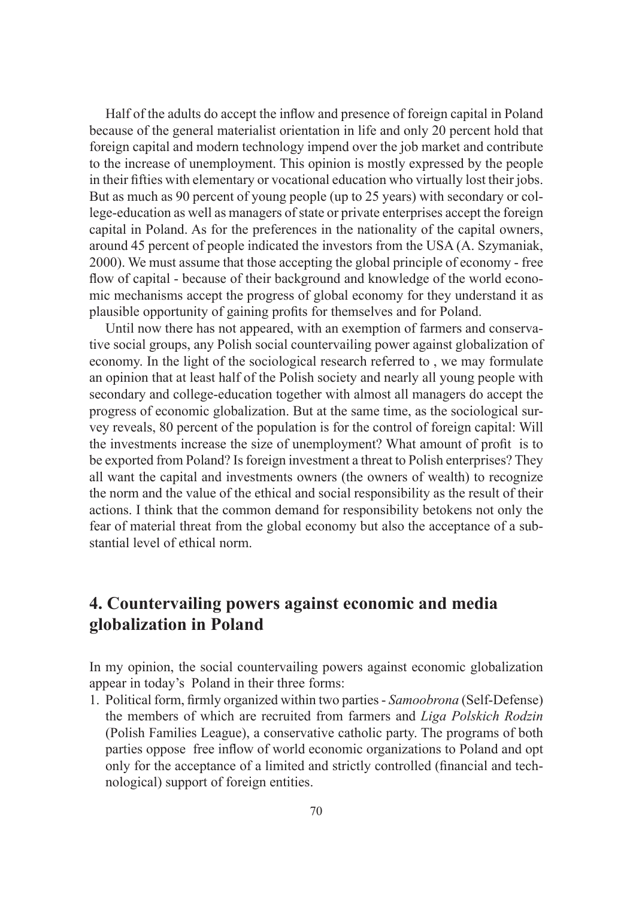Half of the adults do accept the inflow and presence of foreign capital in Poland because of the general materialist orientation in life and only 20 percent hold that foreign capital and modern technology impend over the job market and contribute to the increase of unemployment. This opinion is mostly expressed by the people in their fifties with elementary or vocational education who virtually lost their jobs. But as much as 90 percent of young people (up to 25 years) with secondary or college-education as well as managers of state or private enterprises accept the foreign capital in Poland. As for the preferences in the nationality of the capital owners, around 45 percent of people indicated the investors from the USA (A. Szymaniak, 2000). We must assume that those accepting the global principle of economy - free flow of capital - because of their background and knowledge of the world economic mechanisms accept the progress of global economy for they understand it as plausible opportunity of gaining profits for themselves and for Poland.

Until now there has not appeared, with an exemption of farmers and conservative social groups, any Polish social countervailing power against globalization of economy. In the light of the sociological research referred to , we may formulate an opinion that at least half of the Polish society and nearly all young people with secondary and college-education together with almost all managers do accept the progress of economic globalization. But at the same time, as the sociological survey reveals, 80 percent of the population is for the control of foreign capital: Will the investments increase the size of unemployment? What amount of profit is to be exported from Poland? Is foreign investment a threat to Polish enterprises? They all want the capital and investments owners (the owners of wealth) to recognize the norm and the value of the ethical and social responsibility as the result of their actions. I think that the common demand for responsibility betokens not only the fear of material threat from the global economy but also the acceptance of a substantial level of ethical norm.

## 4. Countervailing powers against economic and media globalization in Poland

In my opinion, the social countervailing powers against economic globalization appear in today's Poland in their three forms:

1. Political form, firmly organized within two parties - *Samoobrona* (Self-Defense) the members of which are recruited from farmers and *Liga Polskich Rodzin* (Polish Families League), a conservative catholic party. The programs of both parties oppose free inflow of world economic organizations to Poland and opt only for the acceptance of a limited and strictly controlled (financial and technological) support of foreign entities.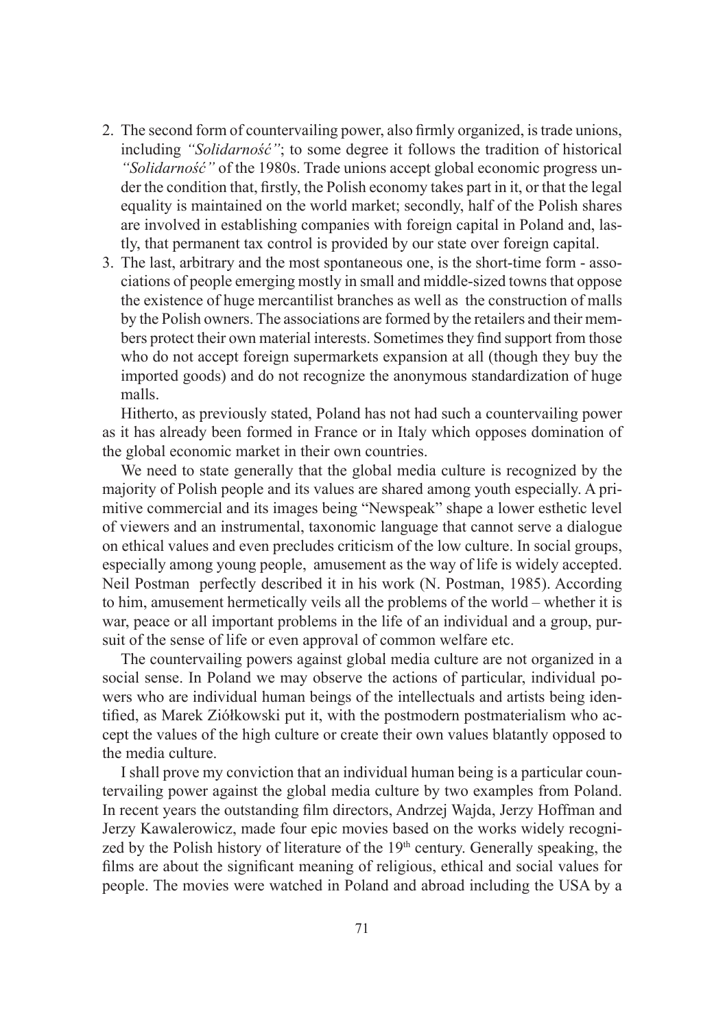2. The second form of countervailing power, also firmly organized, is trade unions, including *"Solidarność"*; to some degree it follows the tradition of historical *"Solidarność"* of the 1980s. Trade unions accept global economic progress under the condition that, firstly, the Polish economy takes part in it, or that the legal equality is maintained on the world market; secondly, half of the Polish shares are involved in establishing companies with foreign capital in Poland and, lastly, that permanent tax control is provided by our state over foreign capital.
3. The last, arbitrary and the most spontaneous one, is the short-time form - associations of people emerging mostly in small and middle-sized towns that oppose the existence of huge mercantilist branches as well as the construction of malls by the Polish owners. The associations are formed by the retailers and their members protect their own material interests. Sometimes they find support from those who do not accept foreign supermarkets expansion at all (though they buy the imported goods) and do not recognize the anonymous standardization of huge malls.

Hitherto, as previously stated, Poland has not had such a countervailing power as it has already been formed in France or in Italy which opposes domination of the global economic market in their own countries.

We need to state generally that the global media culture is recognized by the majority of Polish people and its values are shared among youth especially. A primitive commercial and its images being "Newspeak" shape a lower esthetic level of viewers and an instrumental, taxonomic language that cannot serve a dialogue on ethical values and even precludes criticism of the low culture. In social groups, especially among young people, amusement as the way of life is widely accepted. Neil Postman perfectly described it in his work (N. Postman, 1985). According to him, amusement hermetically veils all the problems of the world – whether it is war, peace or all important problems in the life of an individual and a group, pursuit of the sense of life or even approval of common welfare etc.

The countervailing powers against global media culture are not organized in a social sense. In Poland we may observe the actions of particular, individual powers who are individual human beings of the intellectuals and artists being identified, as Marek Ziółkowski put it, with the postmodern postmaterialism who accept the values of the high culture or create their own values blatantly opposed to the media culture.

I shall prove my conviction that an individual human being is a particular countervailing power against the global media culture by two examples from Poland. In recent years the outstanding film directors, Andrzej Wajda, Jerzy Hoffman and Jerzy Kawalerowicz, made four epic movies based on the works widely recognized by the Polish history of literature of the 19th century. Generally speaking, the films are about the significant meaning of religious, ethical and social values for people. The movies were watched in Poland and abroad including the USA by a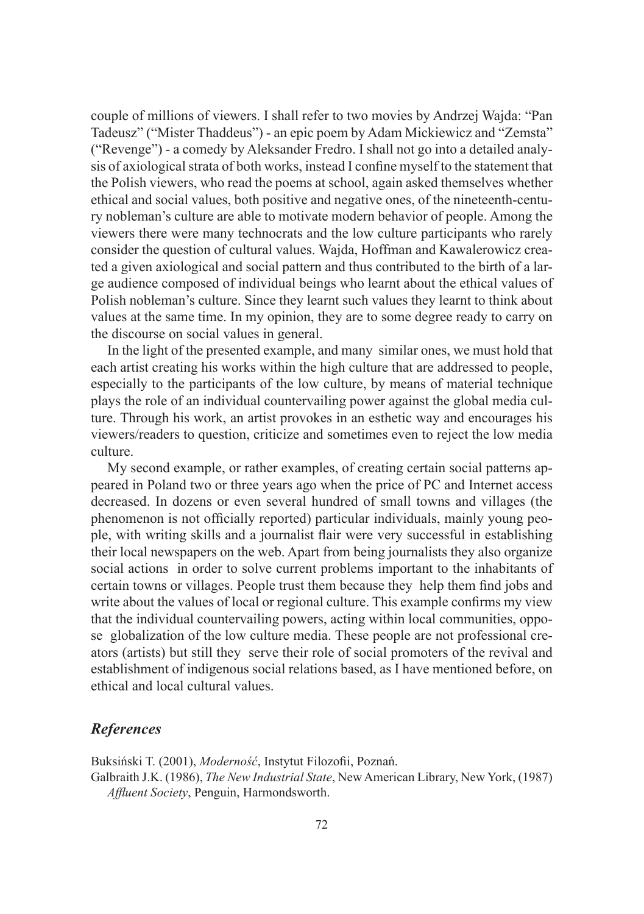couple of millions of viewers. I shall refer to two movies by Andrzej Wajda: "Pan Tadeusz" ("Mister Thaddeus") - an epic poem by Adam Mickiewicz and "Zemsta" ("Revenge") - a comedy by Aleksander Fredro. I shall not go into a detailed analysis of axiological strata of both works, instead I confine myself to the statement that the Polish viewers, who read the poems at school, again asked themselves whether ethical and social values, both positive and negative ones, of the nineteenth-century nobleman's culture are able to motivate modern behavior of people. Among the viewers there were many technocrats and the low culture participants who rarely consider the question of cultural values. Wajda, Hoffman and Kawalerowicz created a given axiological and social pattern and thus contributed to the birth of a large audience composed of individual beings who learnt about the ethical values of Polish nobleman's culture. Since they learnt such values they learnt to think about values at the same time. In my opinion, they are to some degree ready to carry on the discourse on social values in general.

In the light of the presented example, and many similar ones, we must hold that each artist creating his works within the high culture that are addressed to people, especially to the participants of the low culture, by means of material technique plays the role of an individual countervailing power against the global media culture. Through his work, an artist provokes in an esthetic way and encourages his viewers/readers to question, criticize and sometimes even to reject the low media culture.

My second example, or rather examples, of creating certain social patterns appeared in Poland two or three years ago when the price of PC and Internet access decreased. In dozens or even several hundred of small towns and villages (the phenomenon is not officially reported) particular individuals, mainly young people, with writing skills and a journalist flair were very successful in establishing their local newspapers on the web. Apart from being journalists they also organize social actions in order to solve current problems important to the inhabitants of certain towns or villages. People trust them because they help them find jobs and write about the values of local or regional culture. This example confirms my view that the individual countervailing powers, acting within local communities, oppose globalization of the low culture media. These people are not professional creators (artists) but still they serve their role of social promoters of the revival and establishment of indigenous social relations based, as I have mentioned before, on ethical and local cultural values.

## *References*

Buksiński T. (2001), *Moderność*, Instytut Filozofii, Poznań.

Galbraith J.K. (1986), *The New Industrial State*, New American Library, New York, (1987) *Affluent Society*, Penguin, Harmondsworth.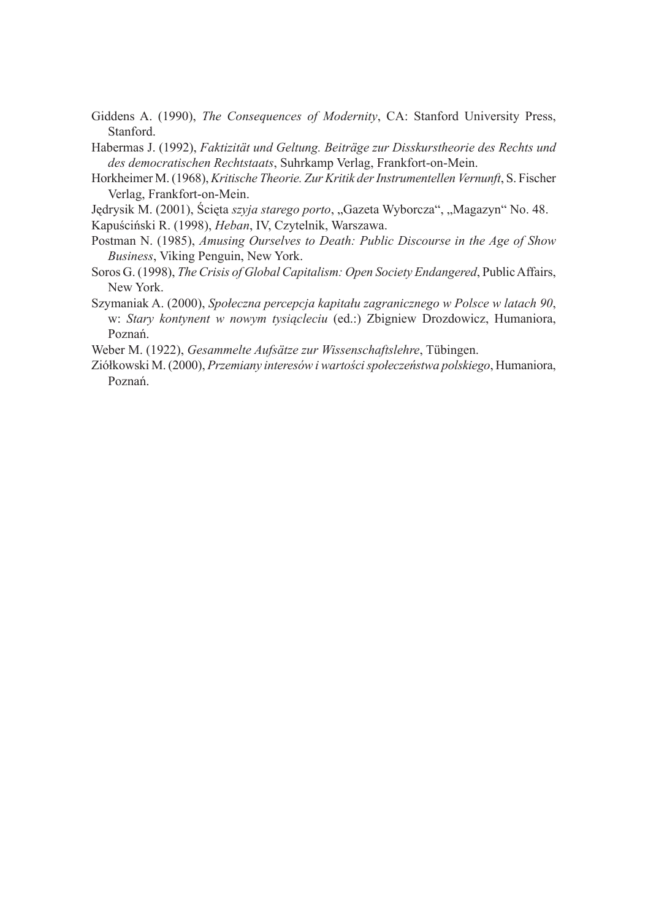Giddens A. (1990), *The Consequences of Modernity*, CA: Stanford University Press, Stanford.

Habermas J. (1992), *Faktizität und Geltung. Beiträge zur Disskurstheorie des Rechts und des democratischen Rechtstaats*, Suhrkamp Verlag, Frankfort-on-Mein.

Horkheimer M. (1968), *Kritische Theorie. Zur Kritik der Instrumentellen Vernunft*, S. Fischer Verlag, Frankfort-on-Mein.

Jędrysik M. (2001), Ścięta *szyja starego porto*, „Gazeta Wyborcza", „Magazyn" No. 48.

Kapuściński R. (1998), *Heban*, IV, Czytelnik, Warszawa.

Postman N. (1985), *Amusing Ourselves to Death: Public Discourse in the Age of Show Business*, Viking Penguin, New York.

Soros G. (1998), *The Crisis of Global Capitalism: Open Society Endangered*, Public Affairs, New York.

Szymaniak A. (2000), *Społeczna percepcja kapitału zagranicznego w Polsce w latach 90*, w: *Stary kontynent w nowym tysiącleciu* (ed.:) Zbigniew Drozdowicz, Humaniora, Poznań.

Weber M. (1922), *Gesammelte Aufsätze zur Wissenschaftslehre*, Tübingen.

Ziółkowski M. (2000), *Przemiany interesów i wartości społeczeństwa polskiego*, Humaniora, Poznań.